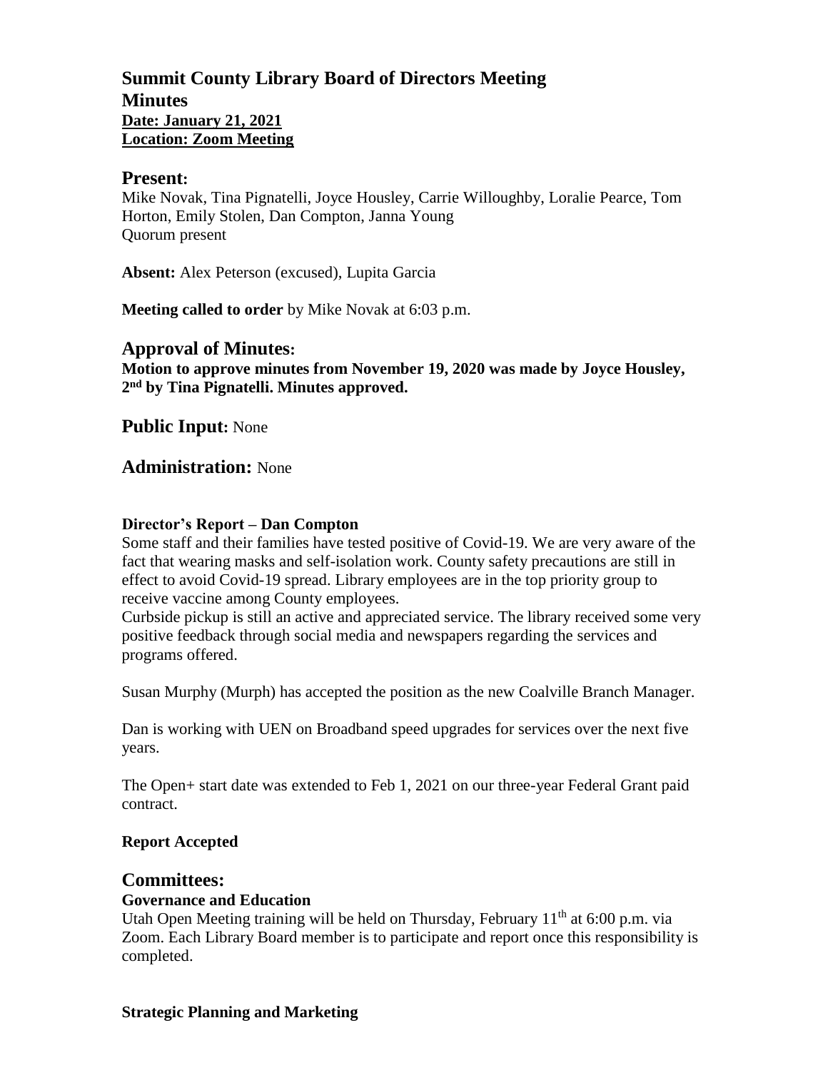# Summit County Library Board of Directors Meeting

## Minutes

**Date: January 21, 2021**
**Location: Zoom Meeting**

## Present:

Mike Novak, Tina Pignatelli, Joyce Housley, Carrie Willoughby, Loralie Pearce, Tom Horton, Emily Stolen, Dan Compton, Janna Young
Quorum present

**Absent:** Alex Peterson (excused), Lupita Garcia

**Meeting called to order** by Mike Novak at 6:03 p.m.

## Approval of Minutes:

**Motion to approve minutes from November 19, 2020 was made by Joyce Housley, 2nd by Tina Pignatelli. Minutes approved.**

## Public Input: None

## Administration: None

### Director's Report – Dan Compton

Some staff and their families have tested positive of Covid-19. We are very aware of the fact that wearing masks and self-isolation work. County safety precautions are still in effect to avoid Covid-19 spread. Library employees are in the top priority group to receive vaccine among County employees.
Curbside pickup is still an active and appreciated service. The library received some very positive feedback through social media and newspapers regarding the services and programs offered.

Susan Murphy (Murph) has accepted the position as the new Coalville Branch Manager.

Dan is working with UEN on Broadband speed upgrades for services over the next five years.

The Open+ start date was extended to Feb 1, 2021 on our three-year Federal Grant paid contract.

**Report Accepted**

## Committees:

### Governance and Education

Utah Open Meeting training will be held on Thursday, February 11th at 6:00 p.m. via Zoom. Each Library Board member is to participate and report once this responsibility is completed.

### Strategic Planning and Marketing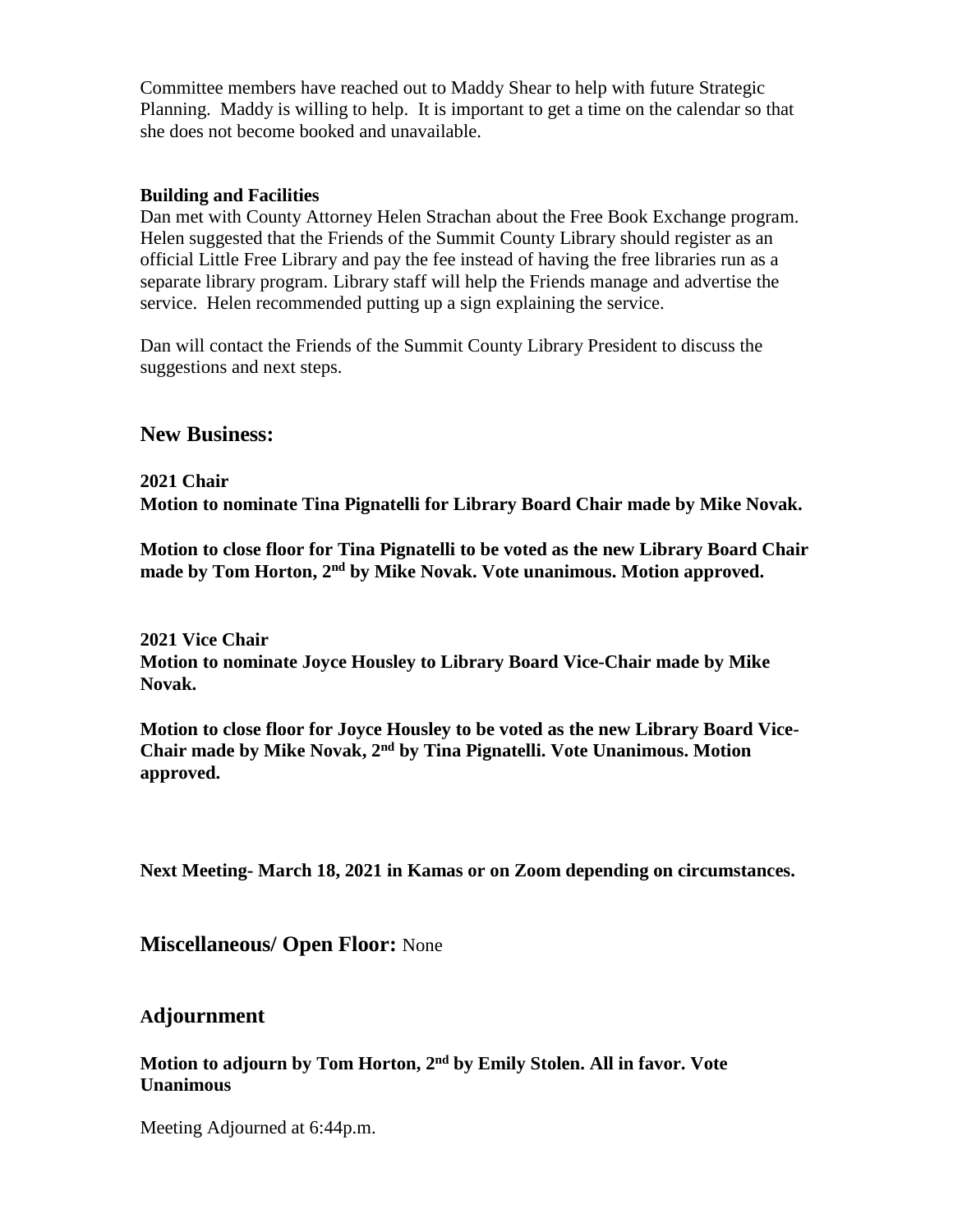Committee members have reached out to Maddy Shear to help with future Strategic Planning. Maddy is willing to help. It is important to get a time on the calendar so that she does not become booked and unavailable.

**Building and Facilities**

Dan met with County Attorney Helen Strachan about the Free Book Exchange program. Helen suggested that the Friends of the Summit County Library should register as an official Little Free Library and pay the fee instead of having the free libraries run as a separate library program. Library staff will help the Friends manage and advertise the service. Helen recommended putting up a sign explaining the service.

Dan will contact the Friends of the Summit County Library President to discuss the suggestions and next steps.

## New Business:

**2021 Chair**

**Motion to nominate Tina Pignatelli for Library Board Chair made by Mike Novak.**

**Motion to close floor for Tina Pignatelli to be voted as the new Library Board Chair made by Tom Horton, 2nd by Mike Novak. Vote unanimous. Motion approved.**

**2021 Vice Chair**

**Motion to nominate Joyce Housley to Library Board Vice-Chair made by Mike Novak.**

**Motion to close floor for Joyce Housley to be voted as the new Library Board Vice-Chair made by Mike Novak, 2nd by Tina Pignatelli. Vote Unanimous. Motion approved.**

**Next Meeting- March 18, 2021 in Kamas or on Zoom depending on circumstances.**

## Miscellaneous/ Open Floor: None

## Adjournment

**Motion to adjourn by Tom Horton, 2nd by Emily Stolen. All in favor. Vote Unanimous**

Meeting Adjourned at 6:44p.m.